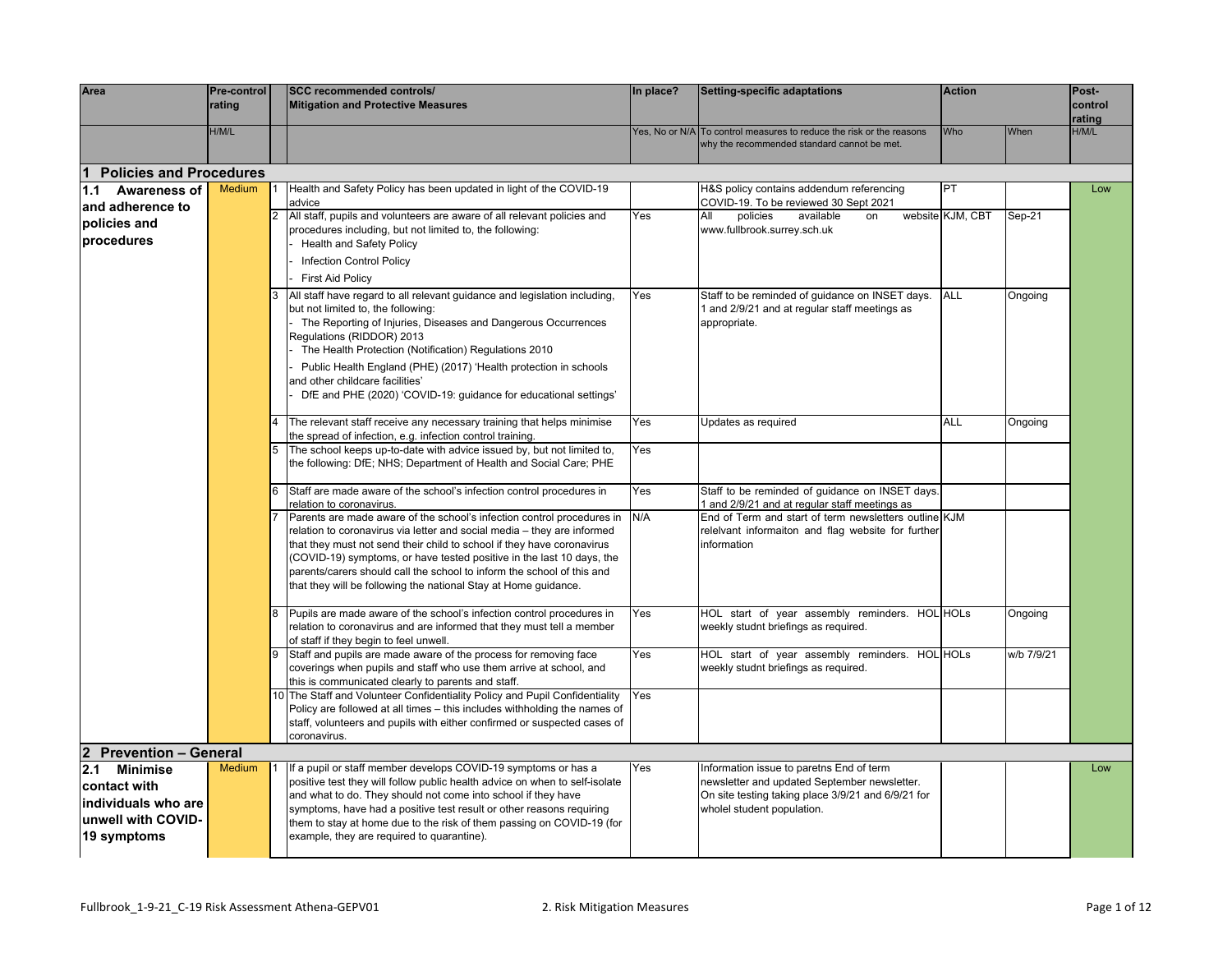| Area | Pre-control rating | | SCC recommended controls/ Mitigation and Protective Measures | In place? | Setting-specific adaptations | Action | | Post-control rating |
|---|---|---|---|---|---|---|---|---|
| | H/M/L | | | Yes, No or N/A | To control measures to reduce the risk or the reasons why the recommended standard cannot be met. | Who | When | H/M/L |
| **1 Policies and Procedures** | | | | | | | | |
| **1.1 Awareness of and adherence to policies and procedures** | Medium | 1 | Health and Safety Policy has been updated in light of the COVID-19 advice | | H&S policy contains addendum referencing COVID-19. To be reviewed 30 Sept 2021 | PT | | Low |
| | | 2 | All staff, pupils and volunteers are aware of all relevant policies and procedures including, but not limited to, the following:<br>- Health and Safety Policy<br>- Infection Control Policy<br>- First Aid Policy | Yes | All policies available on website www.fullbrook.surrey.sch.uk | KJM, CBT | Sep-21 | |
| | | 3 | All staff have regard to all relevant guidance and legislation including, but not limited to, the following:<br>- The Reporting of Injuries, Diseases and Dangerous Occurrences Regulations (RIDDOR) 2013<br>- The Health Protection (Notification) Regulations 2010<br>- Public Health England (PHE) (2017) 'Health protection in schools and other childcare facilities'<br>- DfE and PHE (2020) 'COVID-19: guidance for educational settings' | Yes | Staff to be reminded of guidance on INSET days. 1 and 2/9/21 and at regular staff meetings as appropriate. | ALL | Ongoing | |
| | | 4 | The relevant staff receive any necessary training that helps minimise the spread of infection, e.g. infection control training. | Yes | Updates as required | ALL | Ongoing | |
| | | 5 | The school keeps up-to-date with advice issued by, but not limited to, the following: DfE; NHS; Department of Health and Social Care; PHE | Yes | | | | |
| | | 6 | Staff are made aware of the school's infection control procedures in relation to coronavirus. | Yes | Staff to be reminded of guidance on INSET days. 1 and 2/9/21 and at regular staff meetings as | | | |
| | | 7 | Parents are made aware of the school's infection control procedures in relation to coronavirus via letter and social media – they are informed that they must not send their child to school if they have coronavirus (COVID-19) symptoms, or have tested positive in the last 10 days, the parents/carers should call the school to inform the school of this and that they will be following the national Stay at Home guidance. | N/A | End of Term and start of term newsletters outline relelvant informaiton and flag website for further information | KJM | | |
| | | 8 | Pupils are made aware of the school's infection control procedures in relation to coronavirus and are informed that they must tell a member of staff if they begin to feel unwell. | Yes | HOL start of year assembly reminders. HOL weekly studnt briefings as required. | HOLs | Ongoing | |
| | | 9 | Staff and pupils are made aware of the process for removing face coverings when pupils and staff who use them arrive at school, and this is communicated clearly to parents and staff. | Yes | HOL start of year assembly reminders. HOL weekly studnt briefings as required. | HOLs | w/b 7/9/21 | |
| | | 10 | The Staff and Volunteer Confidentiality Policy and Pupil Confidentiality Policy are followed at all times – this includes withholding the names of staff, volunteers and pupils with either confirmed or suspected cases of coronavirus. | Yes | | | | |
| **2 Prevention – General** | | | | | | | | |
| **2.1 Minimise contact with individuals who are unwell with COVID-19 symptoms** | Medium | 1 | If a pupil or staff member develops COVID-19 symptoms or has a positive test they will follow public health advice on when to self-isolate and what to do. They should not come into school if they have symptoms, have had a positive test result or other reasons requiring them to stay at home due to the risk of them passing on COVID-19 (for example, they are required to quarantine). | Yes | Information issue to paretns End of term newsletter and updated September newsletter. On site testing taking place 3/9/21 and 6/9/21 for wholel student population. | | | Low |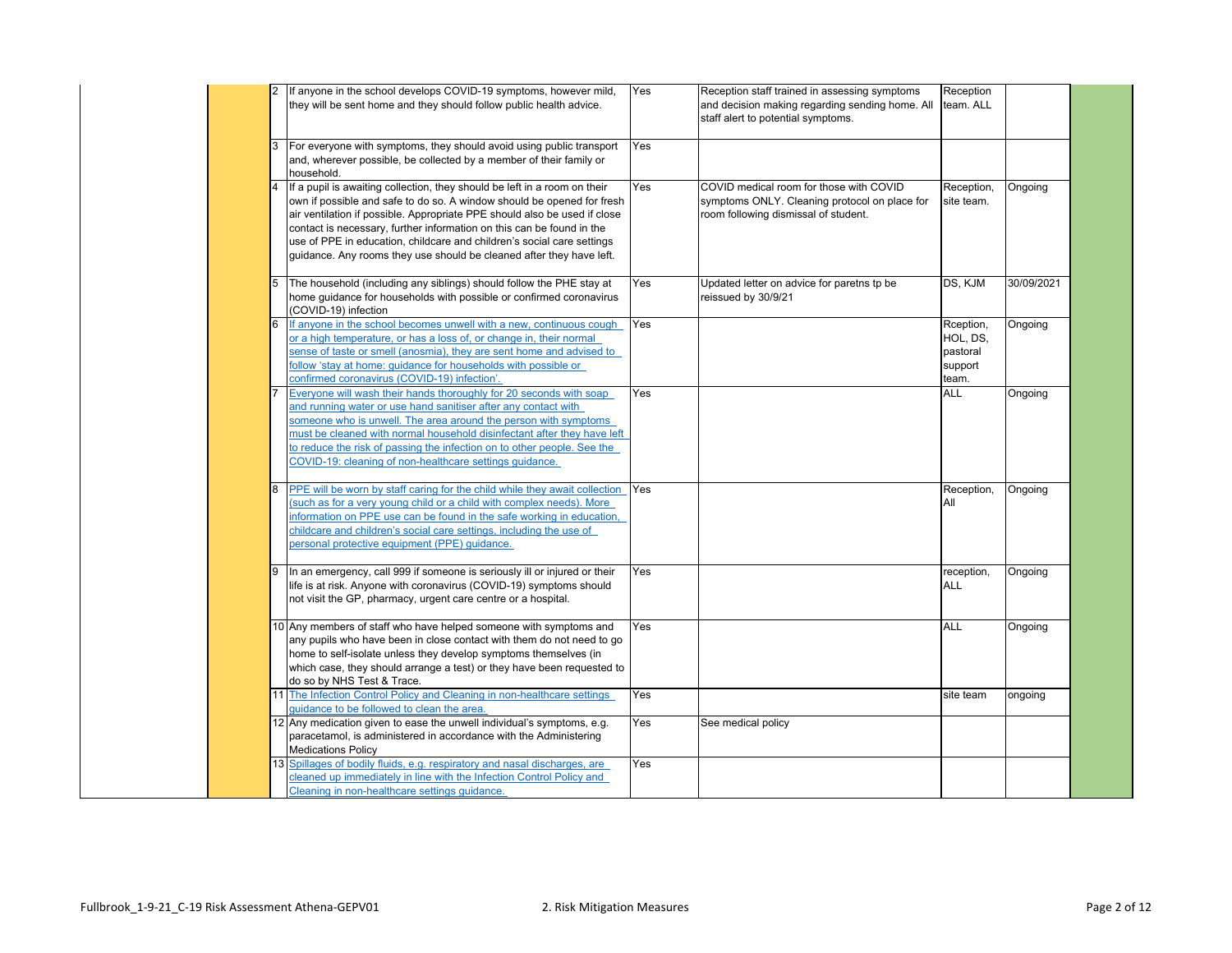| | | | | | | | |
|---|---|---|---|---|---|---|---|
| | | 2 | If anyone in the school develops COVID-19 symptoms, however mild, they will be sent home and they should follow public health advice. | Yes | Reception staff trained in assessing symptoms and decision making regarding sending home. All staff alert to potential symptoms. | Reception team. ALL | |
| | | 3 | For everyone with symptoms, they should avoid using public transport and, wherever possible, be collected by a member of their family or household. | Yes | | | |
| | | 4 | If a pupil is awaiting collection, they should be left in a room on their own if possible and safe to do so. A window should be opened for fresh air ventilation if possible. Appropriate PPE should also be used if close contact is necessary, further information on this can be found in the use of PPE in education, childcare and children's social care settings guidance. Any rooms they use should be cleaned after they have left. | Yes | COVID medical room for those with COVID symptoms ONLY. Cleaning protocol on place for room following dismissal of student. | Reception, site team. | Ongoing |
| | | 5 | The household (including any siblings) should follow the PHE stay at home guidance for households with possible or confirmed coronavirus (COVID-19) infection | Yes | Updated letter on advice for paretns tp be reissued by 30/9/21 | DS, KJM | 30/09/2021 |
| | | 6 | If anyone in the school becomes unwell with a new, continuous cough or a high temperature, or has a loss of, or change in, their normal sense of taste or smell (anosmia), they are sent home and advised to follow 'stay at home: guidance for households with possible or confirmed coronavirus (COVID-19) infection'. | Yes | | Rception, HOL, DS, pastoral support team. | Ongoing |
| | | 7 | Everyone will wash their hands thoroughly for 20 seconds with soap and running water or use hand sanitiser after any contact with someone who is unwell. The area around the person with symptoms must be cleaned with normal household disinfectant after they have left to reduce the risk of passing the infection on to other people. See the COVID-19: cleaning of non-healthcare settings guidance. | Yes | | ALL | Ongoing |
| | | 8 | PPE will be worn by staff caring for the child while they await collection (such as for a very young child or a child with complex needs). More information on PPE use can be found in the safe working in education, childcare and children's social care settings, including the use of personal protective equipment (PPE) guidance. | Yes | | Reception, All | Ongoing |
| | | 9 | In an emergency, call 999 if someone is seriously ill or injured or their life is at risk. Anyone with coronavirus (COVID-19) symptoms should not visit the GP, pharmacy, urgent care centre or a hospital. | Yes | | reception, ALL | Ongoing |
| | | 10 | Any members of staff who have helped someone with symptoms and any pupils who have been in close contact with them do not need to go home to self-isolate unless they develop symptoms themselves (in which case, they should arrange a test) or they have been requested to do so by NHS Test & Trace. | Yes | | ALL | Ongoing |
| | | 11 | The Infection Control Policy and Cleaning in non-healthcare settings guidance to be followed to clean the area. | Yes | | site team | ongoing |
| | | 12 | Any medication given to ease the unwell individual's symptoms, e.g. paracetamol, is administered in accordance with the Administering Medications Policy | Yes | See medical policy | | |
| | | 13 | Spillages of bodily fluids, e.g. respiratory and nasal discharges, are cleaned up immediately in line with the Infection Control Policy and Cleaning in non-healthcare settings guidance. | Yes | | | |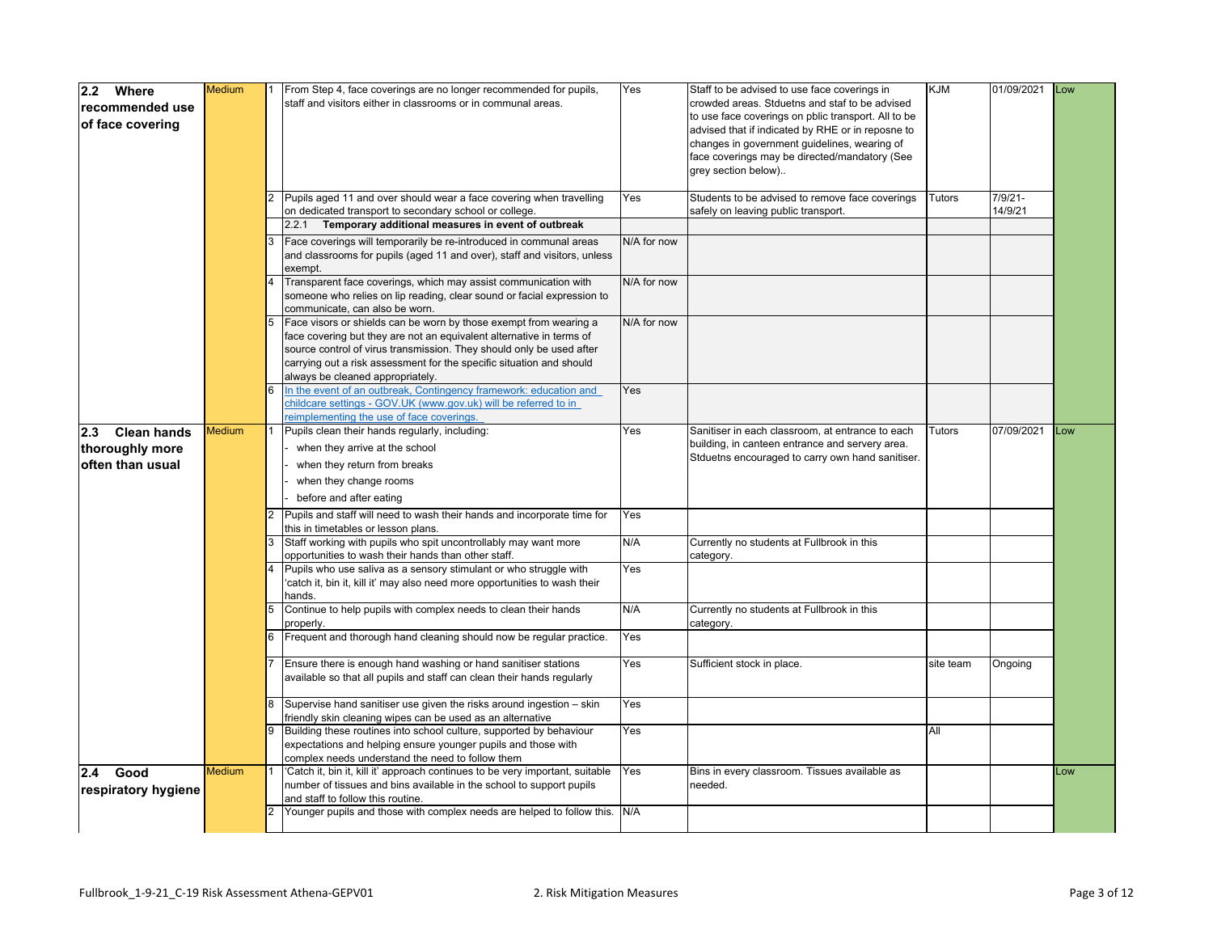| | | | | | | | | |
|---|---|---|---|---|---|---|---|---|
| **2.2 Where recommended use of face covering** | Medium | 1 | From Step 4, face coverings are no longer recommended for pupils, staff and visitors either in classrooms or in communal areas. | Yes | Staff to be advised to use face coverings in crowded areas. Stduetns and staf to be advised to use face coverings on pblic transport. All to be advised that if indicated by RHE or in reposne to changes in government guidelines, wearing of face coverings may be directed/mandatory (See grey section below).. | KJM | 01/09/2021 | Low |
| | | 2 | Pupils aged 11 and over should wear a face covering when travelling on dedicated transport to secondary school or college. | Yes | Students to be advised to remove face coverings safely on leaving public transport. | Tutors | 7/9/21-14/9/21 | |
| | | | 2.2.1 **Temporary additional measures in event of outbreak** | | | | | |
| | | 3 | Face coverings will temporarily be re-introduced in communal areas and classrooms for pupils (aged 11 and over), staff and visitors, unless exempt. | N/A for now | | | | |
| | | 4 | Transparent face coverings, which may assist communication with someone who relies on lip reading, clear sound or facial expression to communicate, can also be worn. | N/A for now | | | | |
| | | 5 | Face visors or shields can be worn by those exempt from wearing a face covering but they are not an equivalent alternative in terms of source control of virus transmission. They should only be used after carrying out a risk assessment for the specific situation and should always be cleaned appropriately. | N/A for now | | | | |
| | | 6 | In the event of an outbreak, Contingency framework: education and childcare settings - GOV.UK (www.gov.uk) will be referred to in reimplementing the use of face coverings. | Yes | | | | |
| **2.3 Clean hands thoroughly more often than usual** | Medium | 1 | Pupils clean their hands regularly, including:<br>- when they arrive at the school<br>- when they return from breaks<br>- when they change rooms<br>- before and after eating | Yes | Sanitiser in each classroom, at entrance to each building, in canteen entrance and servery area. Stduetns encouraged to carry own hand sanitiser. | Tutors | 07/09/2021 | Low |
| | | 2 | Pupils and staff will need to wash their hands and incorporate time for this in timetables or lesson plans. | Yes | | | | |
| | | 3 | Staff working with pupils who spit uncontrollably may want more opportunities to wash their hands than other staff. | N/A | Currently no students at Fullbrook in this category. | | | |
| | | 4 | Pupils who use saliva as a sensory stimulant or who struggle with 'catch it, bin it, kill it' may also need more opportunities to wash their hands. | Yes | | | | |
| | | 5 | Continue to help pupils with complex needs to clean their hands properly. | N/A | Currently no students at Fullbrook in this category. | | | |
| | | 6 | Frequent and thorough hand cleaning should now be regular practice. | Yes | | | | |
| | | 7 | Ensure there is enough hand washing or hand sanitiser stations available so that all pupils and staff can clean their hands regularly | Yes | Sufficient stock in place. | site team | Ongoing | |
| | | 8 | Supervise hand sanitiser use given the risks around ingestion – skin friendly skin cleaning wipes can be used as an alternative | Yes | | | | |
| | | 9 | Building these routines into school culture, supported by behaviour expectations and helping ensure younger pupils and those with complex needs understand the need to follow them | Yes | | All | | |
| **2.4 Good respiratory hygiene** | Medium | 1 | 'Catch it, bin it, kill it' approach continues to be very important, suitable number of tissues and bins available in the school to support pupils and staff to follow this routine. | Yes | Bins in every classroom. Tissues available as needed. | | | Low |
| | | 2 | Younger pupils and those with complex needs are helped to follow this. | N/A | | | | |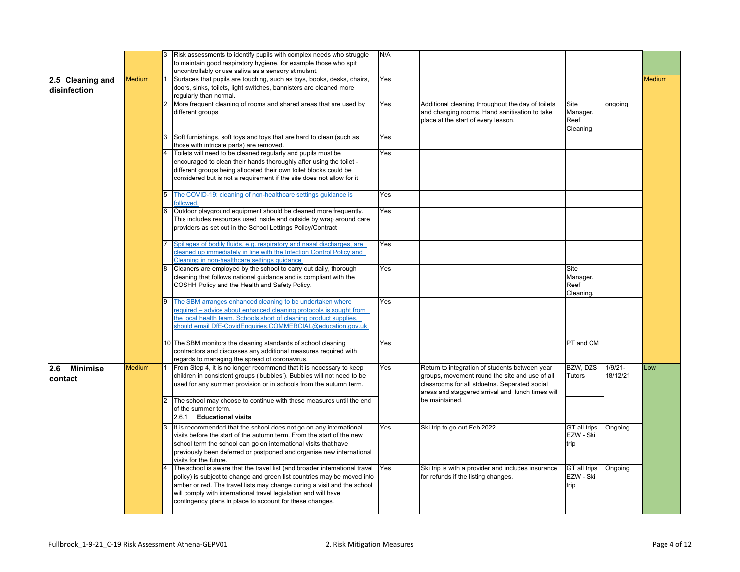| | | | | | | | | |
|---|---|---|---|---|---|---|---|---|
| | | 3 | Risk assessments to identify pupils with complex needs who struggle to maintain good respiratory hygiene, for example those who spit uncontrollably or use saliva as a sensory stimulant. | N/A | | | | |
| **2.5 Cleaning and disinfection** | Medium | 1 | Surfaces that pupils are touching, such as toys, books, desks, chairs, doors, sinks, toilets, light switches, bannisters are cleaned more regularly than normal. | Yes | | | | Medium |
| | | 2 | More frequent cleaning of rooms and shared areas that are used by different groups | Yes | Additional cleaning throughout the day of toilets and changing rooms. Hand sanitisation to take place at the start of every lesson. | Site Manager. Reef Cleaning | ongoing. | |
| | | 3 | Soft furnishings, soft toys and toys that are hard to clean (such as those with intricate parts) are removed. | Yes | | | | |
| | | 4 | Toilets will need to be cleaned regularly and pupils must be encouraged to clean their hands thoroughly after using the toilet - different groups being allocated their own toilet blocks could be considered but is not a requirement if the site does not allow for it | Yes | | | | |
| | | 5 | The COVID-19: cleaning of non-healthcare settings guidance is followed. | Yes | | | | |
| | | 6 | Outdoor playground equipment should be cleaned more frequently. This includes resources used inside and outside by wrap around care providers as set out in the School Lettings Policy/Contract | Yes | | | | |
| | | 7 | Spillages of bodily fluids, e.g. respiratory and nasal discharges, are cleaned up immediately in line with the Infection Control Policy and Cleaning in non-healthcare settings guidance | Yes | | | | |
| | | 8 | Cleaners are employed by the school to carry out daily, thorough cleaning that follows national guidance and is compliant with the COSHH Policy and the Health and Safety Policy. | Yes | | Site Manager. Reef Cleaning. | | |
| | | 9 | The SBM arranges enhanced cleaning to be undertaken where required – advice about enhanced cleaning protocols is sought from the local health team. Schools short of cleaning product supplies, should email DfE-CovidEnquiries.COMMERCIAL@education.gov.uk | Yes | | | | |
| | | 10 | The SBM monitors the cleaning standards of school cleaning contractors and discusses any additional measures required with regards to managing the spread of coronavirus. | Yes | | PT and CM | | |
| **2.6 Minimise contact** | Medium | 1 | From Step 4, it is no longer recommend that it is necessary to keep children in consistent groups ('bubbles'). Bubbles will not need to be used for any summer provision or in schools from the autumn term. | Yes | Return to integration of students between year groups, movement round the site and use of all classrooms for all stduetns. Separated social areas and staggered arrival and lunch times will be maintained. | BZW, DZS Tutors | 1/9/21-18/12/21 | Low |
| | | 2 | The school may choose to continue with these measures until the end of the summer term. | | | | | |
| | | | 2.6.1 **Educational visits** | | | | | |
| | | 3 | It is recommended that the school does not go on any international visits before the start of the autumn term. From the start of the new school term the school can go on international visits that have previously been deferred or postponed and organise new international visits for the future. | Yes | Ski trip to go out Feb 2022 | GT all trips EZW - Ski trip | Ongoing | |
| | | 4 | The school is aware that the travel list (and broader international travel policy) is subject to change and green list countries may be moved into amber or red. The travel lists may change during a visit and the school will comply with international travel legislation and will have contingency plans in place to account for these changes. | Yes | Ski trip is with a provider and includes insurance for refunds if the listing changes. | GT all trips EZW - Ski trip | Ongoing | |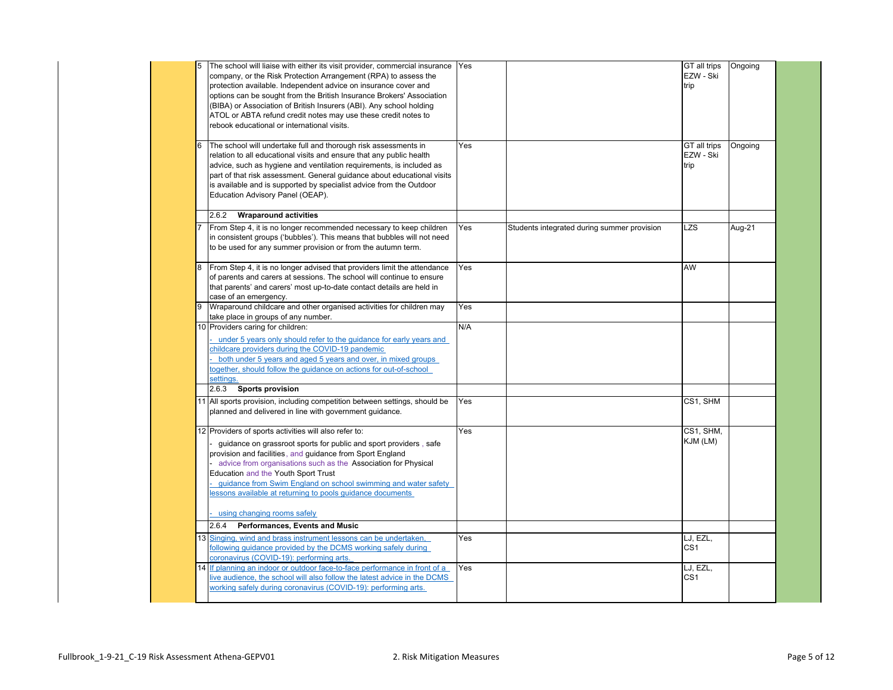| # | Measure | Yes/No | Comments | Responsible | Date |
|---|---|---|---|---|---|
| 5 | The school will liaise with either its visit provider, commercial insurance company, or the Risk Protection Arrangement (RPA) to assess the protection available. Independent advice on insurance cover and options can be sought from the British Insurance Brokers' Association (BIBA) or Association of British Insurers (ABI). Any school holding ATOL or ABTA refund credit notes may use these credit notes to rebook educational or international visits. | Yes | | GT all trips EZW - Ski trip | Ongoing |
| 6 | The school will undertake full and thorough risk assessments in relation to all educational visits and ensure that any public health advice, such as hygiene and ventilation requirements, is included as part of that risk assessment. General guidance about educational visits is available and is supported by specialist advice from the Outdoor Education Advisory Panel (OEAP). | Yes | | GT all trips EZW - Ski trip | Ongoing |
| | 2.6.2 **Wraparound activities** | | | | |
| 7 | From Step 4, it is no longer recommended necessary to keep children in consistent groups ('bubbles'). This means that bubbles will not need to be used for any summer provision or from the autumn term. | Yes | Students integrated during summer provision | LZS | Aug-21 |
| 8 | From Step 4, it is no longer advised that providers limit the attendance of parents and carers at sessions. The school will continue to ensure that parents' and carers' most up-to-date contact details are held in case of an emergency. | Yes | | AW | |
| 9 | Wraparound childcare and other organised activities for children may take place in groups of any number. | Yes | | | |
| 10 | Providers caring for children:<br>- under 5 years only should refer to the guidance for early years and childcare providers during the COVID-19 pandemic<br>- both under 5 years and aged 5 years and over, in mixed groups together, should follow the guidance on actions for out-of-school settings. | N/A | | | |
| | 2.6.3 **Sports provision** | | | | |
| 11 | All sports provision, including competition between settings, should be planned and delivered in line with government guidance. | Yes | | CS1, SHM | |
| 12 | Providers of sports activities will also refer to:<br>- guidance on grassroot sports for public and sport providers , safe provision and facilities, and guidance from Sport England<br>- advice from organisations such as the Association for Physical Education and the Youth Sport Trust<br>- guidance from Swim England on school swimming and water safety lessons available at returning to pools guidance documents<br>- using changing rooms safely | Yes | | CS1, SHM, KJM (LM) | |
| | 2.6.4 **Performances, Events and Music** | | | | |
| 13 | Singing, wind and brass instrument lessons can be undertaken, following guidance provided by the DCMS working safely during coronavirus (COVID-19): performing arts. | Yes | | LJ, EZL, CS1 | |
| 14 | If planning an indoor or outdoor face-to-face performance in front of a live audience, the school will also follow the latest advice in the DCMS working safely during coronavirus (COVID-19): performing arts. | Yes | | LJ, EZL, CS1 | |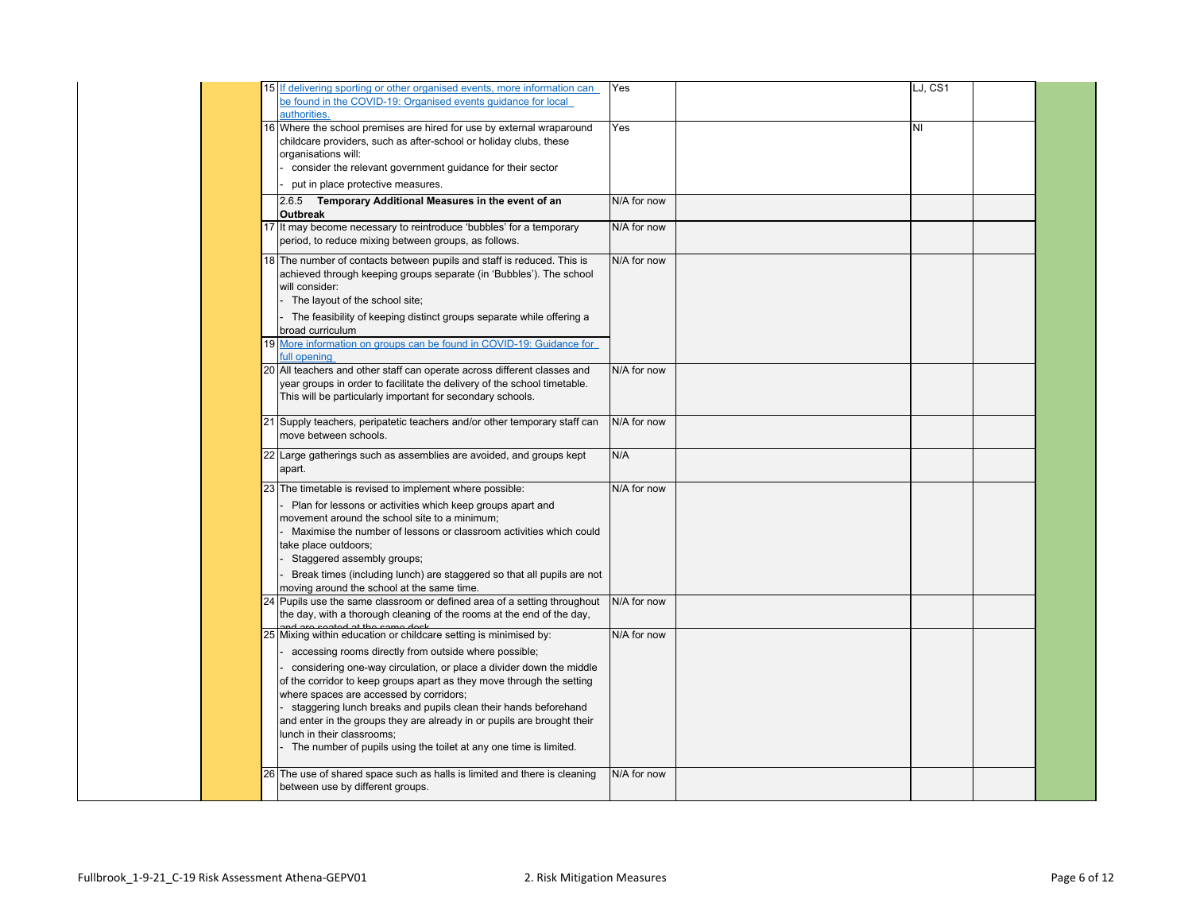| | Measure | Status | Comments | Owner | |
|---|---|---|---|---|---|
| 15 | [If delivering sporting or other organised events, more information can be found in the COVID-19: Organised events guidance for local authorities.]() | Yes | | LJ, CS1 | |
| 16 | Where the school premises are hired for use by external wraparound childcare providers, such as after-school or holiday clubs, these organisations will:<br>- consider the relevant government guidance for their sector<br>- put in place protective measures. | Yes | | NI | |
| | 2.6.5 **Temporary Additional Measures in the event of an Outbreak** | N/A for now | | | |
| 17 | It may become necessary to reintroduce 'bubbles' for a temporary period, to reduce mixing between groups, as follows. | N/A for now | | | |
| 18 | The number of contacts between pupils and staff is reduced. This is achieved through keeping groups separate (in 'Bubbles'). The school will consider:<br>- The layout of the school site;<br>- The feasibility of keeping distinct groups separate while offering a broad curriculum | N/A for now | | | |
| 19 | [More information on groups can be found in COVID-19: Guidance for full opening]() | | | | |
| 20 | All teachers and other staff can operate across different classes and year groups in order to facilitate the delivery of the school timetable. This will be particularly important for secondary schools. | N/A for now | | | |
| 21 | Supply teachers, peripatetic teachers and/or other temporary staff can move between schools. | N/A for now | | | |
| 22 | Large gatherings such as assemblies are avoided, and groups kept apart. | N/A | | | |
| 23 | The timetable is revised to implement where possible:<br>- Plan for lessons or activities which keep groups apart and movement around the school site to a minimum;<br>- Maximise the number of lessons or classroom activities which could take place outdoors;<br>- Staggered assembly groups;<br>- Break times (including lunch) are staggered so that all pupils are not moving around the school at the same time. | N/A for now | | | |
| 24 | Pupils use the same classroom or defined area of a setting throughout the day, with a thorough cleaning of the rooms at the end of the day, and are seated at the same desk | N/A for now | | | |
| 25 | Mixing within education or childcare setting is minimised by:<br>- accessing rooms directly from outside where possible;<br>- considering one-way circulation, or place a divider down the middle of the corridor to keep groups apart as they move through the setting where spaces are accessed by corridors;<br>- staggering lunch breaks and pupils clean their hands beforehand and enter in the groups they are already in or pupils are brought their lunch in their classrooms;<br>- The number of pupils using the toilet at any one time is limited. | N/A for now | | | |
| 26 | The use of shared space such as halls is limited and there is cleaning between use by different groups. | N/A for now | | | |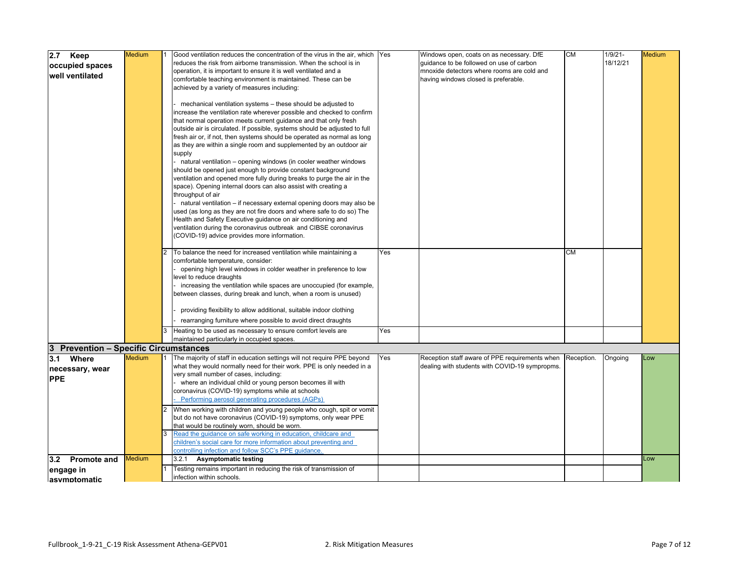| | | | | | | | | |
|---|---|---|---|---|---|---|---|---|
| **2.7 Keep occupied spaces well ventilated** | Medium | 1 | Good ventilation reduces the concentration of the virus in the air, which reduces the risk from airborne transmission. When the school is in operation, it is important to ensure it is well ventilated and a comfortable teaching environment is maintained. These can be achieved by a variety of measures including:<br><br>- mechanical ventilation systems – these should be adjusted to increase the ventilation rate wherever possible and checked to confirm that normal operation meets current guidance and that only fresh outside air is circulated. If possible, systems should be adjusted to full fresh air or, if not, then systems should be operated as normal as long as they are within a single room and supplemented by an outdoor air supply<br>- natural ventilation – opening windows (in cooler weather windows should be opened just enough to provide constant background ventilation and opened more fully during breaks to purge the air in the space). Opening internal doors can also assist with creating a throughput of air<br>- natural ventilation – if necessary external opening doors may also be used (as long as they are not fire doors and where safe to do so) The Health and Safety Executive guidance on air conditioning and ventilation during the coronavirus outbreak and CIBSE coronavirus (COVID-19) advice provides more information. | Yes | Windows open, coats on as necessary. DfE guidance to be followed on use of carbon mnoxide detectors where rooms are cold and having windows closed is preferable. | CM | 1/9/21-18/12/21 | Medium |
| | | 2 | To balance the need for increased ventilation while maintaining a comfortable temperature, consider:<br>- opening high level windows in colder weather in preference to low level to reduce draughts<br>- increasing the ventilation while spaces are unoccupied (for example, between classes, during break and lunch, when a room is unused)<br><br>- providing flexibility to allow additional, suitable indoor clothing<br>- rearranging furniture where possible to avoid direct draughts | Yes | | CM | | |
| | | 3 | Heating to be used as necessary to ensure comfort levels are maintained particularly in occupied spaces. | Yes | | | | |
| **3 Prevention – Specific Circumstances** | | | | | | | | |
| **3.1 Where necessary, wear PPE** | Medium | 1 | The majority of staff in education settings will not require PPE beyond what they would normally need for their work. PPE is only needed in a very small number of cases, including:<br>- where an individual child or young person becomes ill with coronavirus (COVID-19) symptoms while at schools<br>- Performing aerosol generating procedures (AGPs) | Yes | Reception staff aware of PPE requirements when dealing with students with COVID-19 sympropms. | Reception. | Ongoing | Low |
| | | 2 | When working with children and young people who cough, spit or vomit but do not have coronavirus (COVID-19) symptoms, only wear PPE that would be routinely worn, should be worn. | | | | | |
| | | 3 | Read the guidance on safe working in education, childcare and children's social care for more information about preventing and controlling infection and follow SCC's PPE guidance. | | | | | |
| **3.2 Promote and engage in asymptomatic** | Medium | | **3.2.1 Asymptomatic testing** | | | | | Low |
| | | 1 | Testing remains important in reducing the risk of transmission of infection within schools. | | | | | |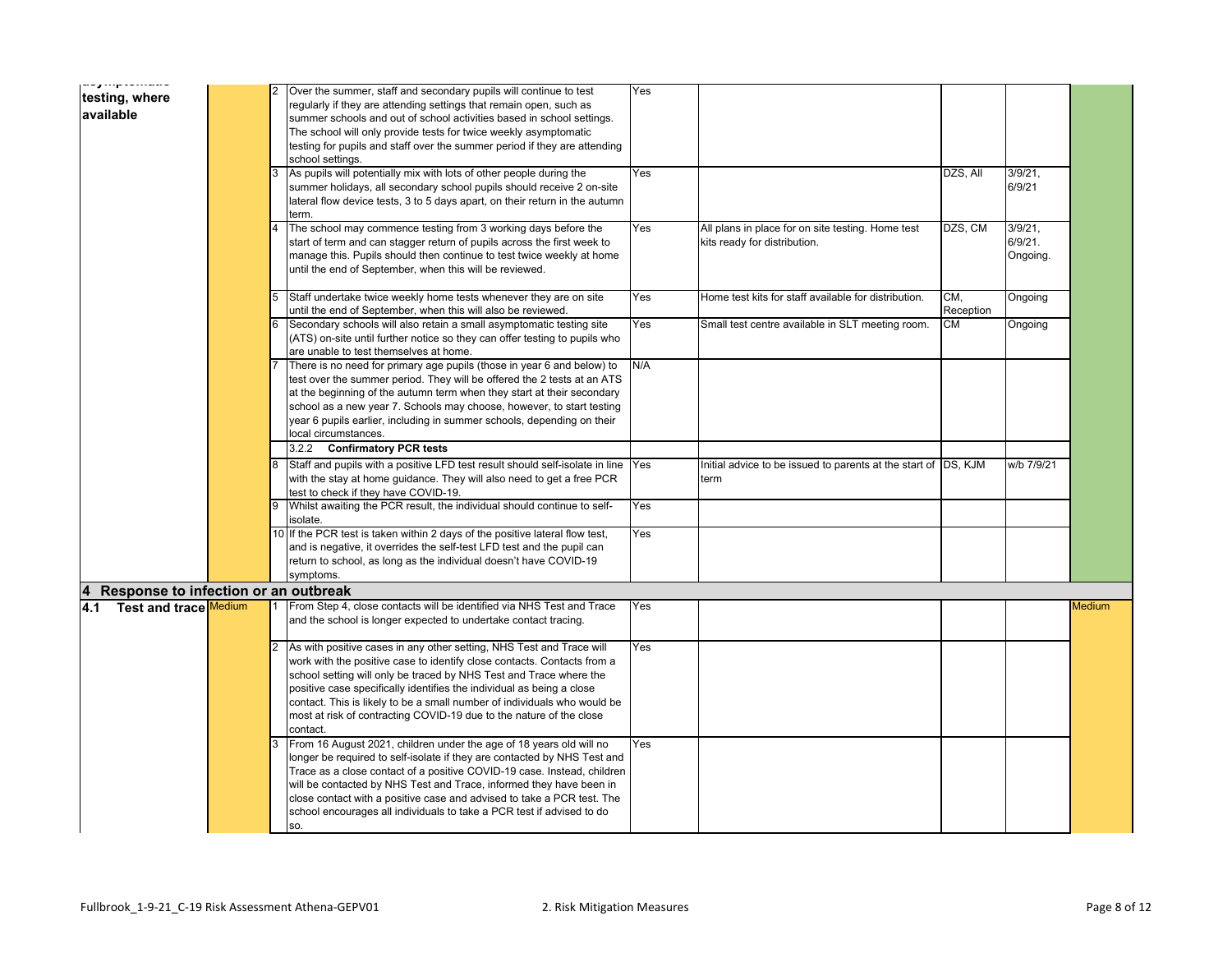| | | | | | | | | |
|---|---|---|---|---|---|---|---|---|
| ...asymptomatic testing, where available | | 2 | Over the summer, staff and secondary pupils will continue to test regularly if they are attending settings that remain open, such as summer schools and out of school activities based in school settings. The school will only provide tests for twice weekly asymptomatic testing for pupils and staff over the summer period if they are attending school settings. | Yes | | | | |
| | | 3 | As pupils will potentially mix with lots of other people during the summer holidays, all secondary school pupils should receive 2 on-site lateral flow device tests, 3 to 5 days apart, on their return in the autumn term. | Yes | | DZS, All | 3/9/21, 6/9/21 | |
| | | 4 | The school may commence testing from 3 working days before the start of term and can stagger return of pupils across the first week to manage this. Pupils should then continue to test twice weekly at home until the end of September, when this will be reviewed. | Yes | All plans in place for on site testing. Home test kits ready for distribution. | DZS, CM | 3/9/21, 6/9/21. Ongoing. | |
| | | 5 | Staff undertake twice weekly home tests whenever they are on site until the end of September, when this will also be reviewed. | Yes | Home test kits for staff available for distribution. | CM, Reception | Ongoing | |
| | | 6 | Secondary schools will also retain a small asymptomatic testing site (ATS) on-site until further notice so they can offer testing to pupils who are unable to test themselves at home. | Yes | Small test centre available in SLT meeting room. | CM | Ongoing | |
| | | 7 | There is no need for primary age pupils (those in year 6 and below) to test over the summer period. They will be offered the 2 tests at an ATS at the beginning of the autumn term when they start at their secondary school as a new year 7. Schools may choose, however, to start testing year 6 pupils earlier, including in summer schools, depending on their local circumstances. | N/A | | | | |
| | | | 3.2.2 **Confirmatory PCR tests** | | | | | |
| | | 8 | Staff and pupils with a positive LFD test result should self-isolate in line with the stay at home guidance. They will also need to get a free PCR test to check if they have COVID-19. | Yes | Initial advice to be issued to parents at the start of term | DS, KJM | w/b 7/9/21 | |
| | | 9 | Whilst awaiting the PCR result, the individual should continue to self-isolate. | Yes | | | | |
| | | 10 | If the PCR test is taken within 2 days of the positive lateral flow test, and is negative, it overrides the self-test LFD test and the pupil can return to school, as long as the individual doesn't have COVID-19 symptoms. | Yes | | | | |
| **4 Response to infection or an outbreak** | | | | | | | | |
| **4.1 Test and trace** | Medium | 1 | From Step 4, close contacts will be identified via NHS Test and Trace and the school is longer expected to undertake contact tracing. | Yes | | | | Medium |
| | | 2 | As with positive cases in any other setting, NHS Test and Trace will work with the positive case to identify close contacts. Contacts from a school setting will only be traced by NHS Test and Trace where the positive case specifically identifies the individual as being a close contact. This is likely to be a small number of individuals who would be most at risk of contracting COVID-19 due to the nature of the close contact. | Yes | | | | |
| | | 3 | From 16 August 2021, children under the age of 18 years old will no longer be required to self-isolate if they are contacted by NHS Test and Trace as a close contact of a positive COVID-19 case. Instead, children will be contacted by NHS Test and Trace, informed they have been in close contact with a positive case and advised to take a PCR test. The school encourages all individuals to take a PCR test if advised to do so. | Yes | | | | |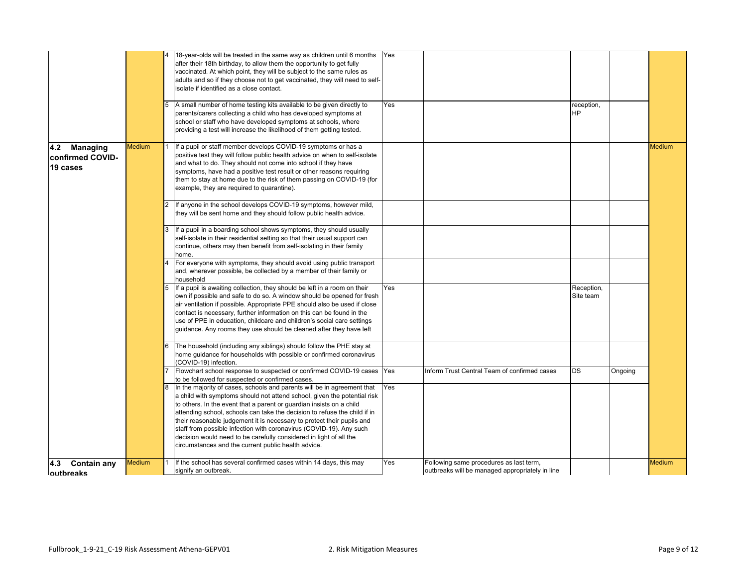| | | | | | | | | |
|---|---|---|---|---|---|---|---|---|
| | | 4 | 18-year-olds will be treated in the same way as children until 6 months after their 18th birthday, to allow them the opportunity to get fully vaccinated. At which point, they will be subject to the same rules as adults and so if they choose not to get vaccinated, they will need to self-isolate if identified as a close contact. | Yes | | | | |
| | | 5 | A small number of home testing kits available to be given directly to parents/carers collecting a child who has developed symptoms at school or staff who have developed symptoms at schools, where providing a test will increase the likelihood of them getting tested. | Yes | | reception, HP | | |
| **4.2 Managing confirmed COVID-19 cases** | Medium | 1 | If a pupil or staff member develops COVID-19 symptoms or has a positive test they will follow public health advice on when to self-isolate and what to do. They should not come into school if they have symptoms, have had a positive test result or other reasons requiring them to stay at home due to the risk of them passing on COVID-19 (for example, they are required to quarantine). | | | | | Medium |
| | | 2 | If anyone in the school develops COVID-19 symptoms, however mild, they will be sent home and they should follow public health advice. | | | | | |
| | | 3 | If a pupil in a boarding school shows symptoms, they should usually self-isolate in their residential setting so that their usual support can continue, others may then benefit from self-isolating in their family home. | | | | | |
| | | 4 | For everyone with symptoms, they should avoid using public transport and, wherever possible, be collected by a member of their family or household | | | | | |
| | | 5 | If a pupil is awaiting collection, they should be left in a room on their own if possible and safe to do so. A window should be opened for fresh air ventilation if possible. Appropriate PPE should also be used if close contact is necessary, further information on this can be found in the use of PPE in education, childcare and children's social care settings guidance. Any rooms they use should be cleaned after they have left | Yes | | Reception, Site team | | |
| | | 6 | The household (including any siblings) should follow the PHE stay at home guidance for households with possible or confirmed coronavirus (COVID-19) infection. | | | | | |
| | | 7 | Flowchart school response to suspected or confirmed COVID-19 cases to be followed for suspected or confirmed cases. | Yes | Inform Trust Central Team of confirmed cases | DS | Ongoing | |
| | | 8 | In the majority of cases, schools and parents will be in agreement that a child with symptoms should not attend school, given the potential risk to others. In the event that a parent or guardian insists on a child attending school, schools can take the decision to refuse the child if in their reasonable judgement it is necessary to protect their pupils and staff from possible infection with coronavirus (COVID-19). Any such decision would need to be carefully considered in light of all the circumstances and the current public health advice. | Yes | | | | |
| **4.3 Contain any outbreaks** | Medium | 1 | If the school has several confirmed cases within 14 days, this may signify an outbreak. | Yes | Following same procedures as last term, outbreaks will be managed appropriately in line | | | Medium |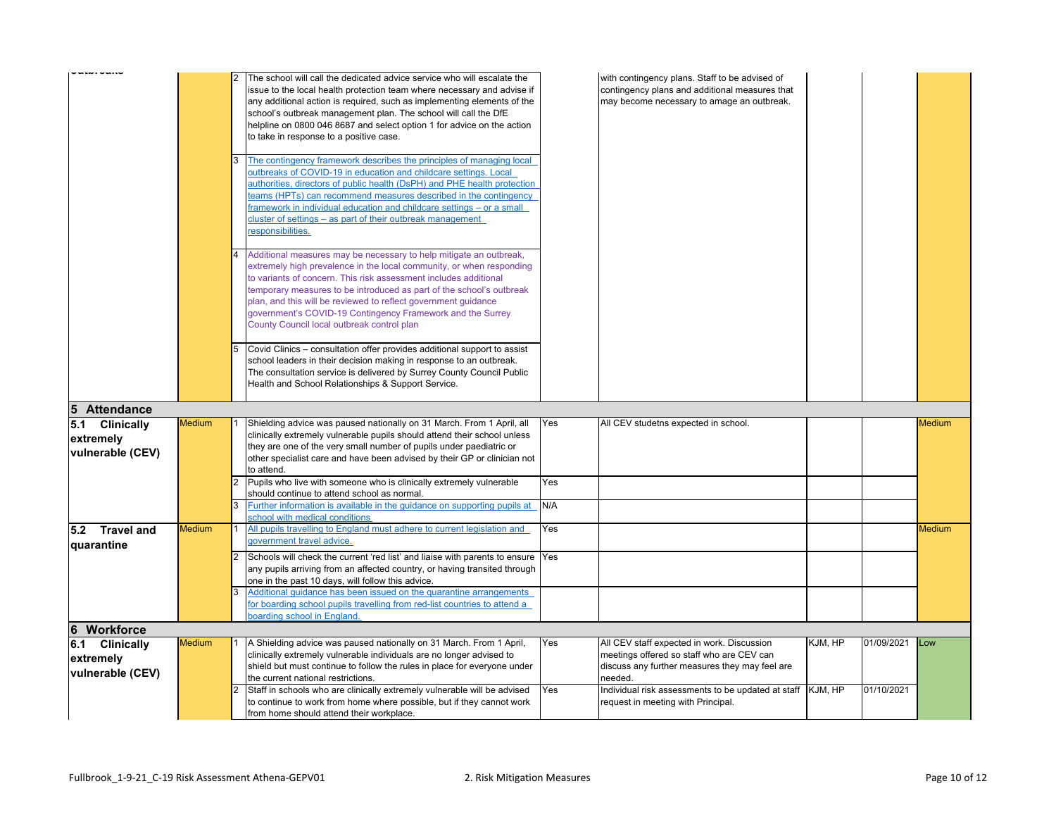| | | | | | | | | |
|---|---|---|---|---|---|---|---|---|
| Outbreaks | | 2 | The school will call the dedicated advice service who will escalate the issue to the local health protection team where necessary and advise if any additional action is required, such as implementing elements of the school's outbreak management plan. The school will call the DfE helpline on 0800 046 8687 and select option 1 for advice on the action to take in response to a positive case. | | with contingency plans. Staff to be advised of contingency plans and additional measures that may become necessary to amage an outbreak. | | | |
| | | 3 | The contingency framework describes the principles of managing local outbreaks of COVID-19 in education and childcare settings. Local authorities, directors of public health (DsPH) and PHE health protection teams (HPTs) can recommend measures described in the contingency framework in individual education and childcare settings – or a small cluster of settings – as part of their outbreak management responsibilities. | | | | | |
| | | 4 | Additional measures may be necessary to help mitigate an outbreak, extremely high prevalence in the local community, or when responding to variants of concern. This risk assessment includes additional temporary measures to be introduced as part of the school's outbreak plan, and this will be reviewed to reflect government guidance government's COVID-19 Contingency Framework and the Surrey County Council local outbreak control plan | | | | | |
| | | 5 | Covid Clinics – consultation offer provides additional support to assist school leaders in their decision making in response to an outbreak. The consultation service is delivered by Surrey County Council Public Health and School Relationships & Support Service. | | | | | |
| **5 Attendance** | | | | | | | | |
| **5.1 Clinically extremely vulnerable (CEV)** | Medium | 1 | Shielding advice was paused nationally on 31 March. From 1 April, all clinically extremely vulnerable pupils should attend their school unless they are one of the very small number of pupils under paediatric or other specialist care and have been advised by their GP or clinician not to attend. | Yes | All CEV studetns expected in school. | | | Medium |
| | | 2 | Pupils who live with someone who is clinically extremely vulnerable should continue to attend school as normal. | Yes | | | | |
| | | 3 | Further information is available in the guidance on supporting pupils at school with medical conditions | N/A | | | | |
| **5.2 Travel and quarantine** | Medium | 1 | All pupils travelling to England must adhere to current legislation and government travel advice. | Yes | | | | Medium |
| | | 2 | Schools will check the current 'red list' and liaise with parents to ensure any pupils arriving from an affected country, or having transited through one in the past 10 days, will follow this advice. | Yes | | | | |
| | | 3 | Additional guidance has been issued on the quarantine arrangements for boarding school pupils travelling from red-list countries to attend a boarding school in England. | | | | | |
| **6 Workforce** | | | | | | | | |
| **6.1 Clinically extremely vulnerable (CEV)** | Medium | 1 | A Shielding advice was paused nationally on 31 March. From 1 April, clinically extremely vulnerable individuals are no longer advised to shield but must continue to follow the rules in place for everyone under the current national restrictions. | Yes | All CEV staff expected in work. Discussion meetings offered so staff who are CEV can discuss any further measures they may feel are needed. | KJM, HP | 01/09/2021 | Low |
| | | 2 | Staff in schools who are clinically extremely vulnerable will be advised to continue to work from home where possible, but if they cannot work from home should attend their workplace. | Yes | Individual risk assessments to be updated at staff request in meeting with Principal. | KJM, HP | 01/10/2021 | |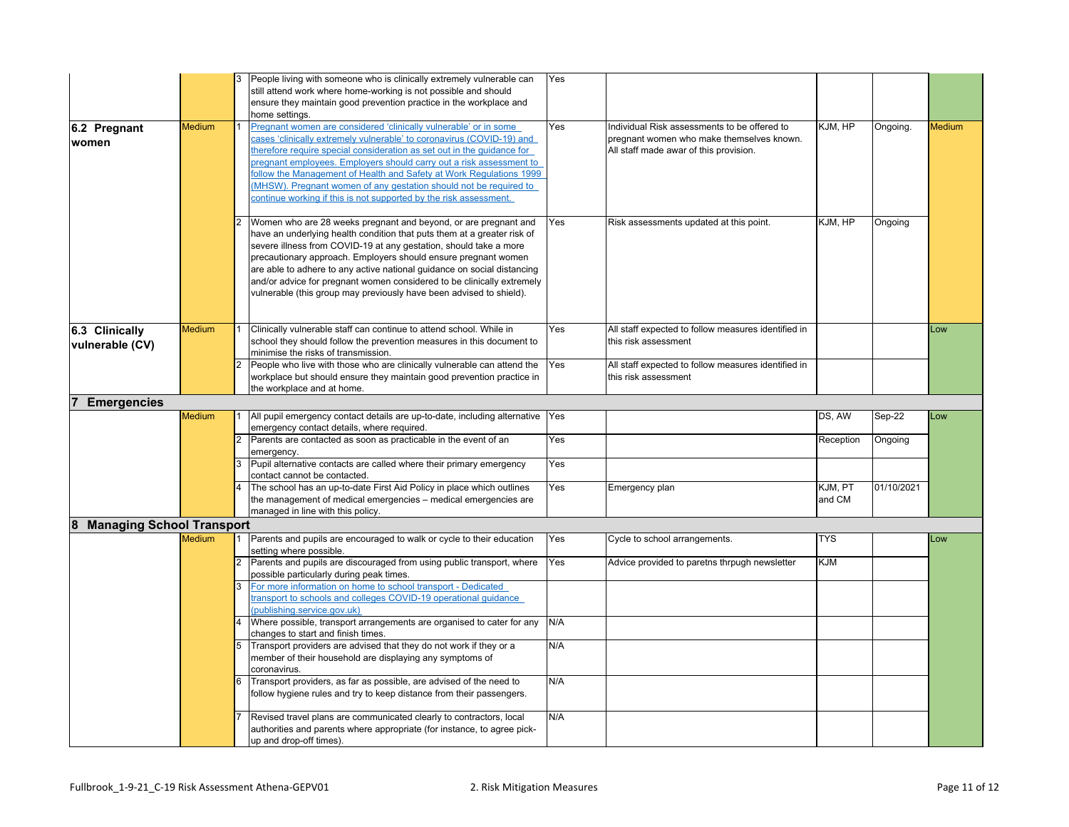| | | | | | | | | |
|---|---|---|---|---|---|---|---|---|
| | | 3 | People living with someone who is clinically extremely vulnerable can still attend work where home-working is not possible and should ensure they maintain good prevention practice in the workplace and home settings. | Yes | | | | |
| **6.2 Pregnant women** | Medium | 1 | Pregnant women are considered 'clinically vulnerable' or in some cases 'clinically extremely vulnerable' to coronavirus (COVID-19) and therefore require special consideration as set out in the guidance for pregnant employees. Employers should carry out a risk assessment to follow the Management of Health and Safety at Work Regulations 1999 (MHSW). Pregnant women of any gestation should not be required to continue working if this is not supported by the risk assessment. | Yes | Individual Risk assessments to be offered to pregnant women who make themselves known. All staff made awar of this provision. | KJM, HP | Ongoing. | Medium |
| | | 2 | Women who are 28 weeks pregnant and beyond, or are pregnant and have an underlying health condition that puts them at a greater risk of severe illness from COVID-19 at any gestation, should take a more precautionary approach. Employers should ensure pregnant women are able to adhere to any active national guidance on social distancing and/or advice for pregnant women considered to be clinically extremely vulnerable (this group may previously have been advised to shield). | Yes | Risk assessments updated at this point. | KJM, HP | Ongoing | |
| **6.3 Clinically vulnerable (CV)** | Medium | 1 | Clinically vulnerable staff can continue to attend school. While in school they should follow the prevention measures in this document to minimise the risks of transmission. | Yes | All staff expected to follow measures identified in this risk assessment | | | Low |
| | | 2 | People who live with those who are clinically vulnerable can attend the workplace but should ensure they maintain good prevention practice in the workplace and at home. | Yes | All staff expected to follow measures identified in this risk assessment | | | |
| **7 Emergencies** | | | | | | | | |
| | Medium | 1 | All pupil emergency contact details are up-to-date, including alternative emergency contact details, where required. | Yes | | DS, AW | Sep-22 | Low |
| | | 2 | Parents are contacted as soon as practicable in the event of an emergency. | Yes | | Reception | Ongoing | |
| | | 3 | Pupil alternative contacts are called where their primary emergency contact cannot be contacted. | Yes | | | | |
| | | 4 | The school has an up-to-date First Aid Policy in place which outlines the management of medical emergencies – medical emergencies are managed in line with this policy. | Yes | Emergency plan | KJM, PT and CM | 01/10/2021 | |
| **8 Managing School Transport** | | | | | | | | |
| | Medium | 1 | Parents and pupils are encouraged to walk or cycle to their education setting where possible. | Yes | Cycle to school arrangements. | TYS | | Low |
| | | 2 | Parents and pupils are discouraged from using public transport, where possible particularly during peak times. | Yes | Advice provided to paretns thrpugh newsletter | KJM | | |
| | | 3 | For more information on home to school transport - Dedicated transport to schools and colleges COVID-19 operational guidance (publishing.service.gov.uk) | | | | | |
| | | 4 | Where possible, transport arrangements are organised to cater for any changes to start and finish times. | N/A | | | | |
| | | 5 | Transport providers are advised that they do not work if they or a member of their household are displaying any symptoms of coronavirus. | N/A | | | | |
| | | 6 | Transport providers, as far as possible, are advised of the need to follow hygiene rules and try to keep distance from their passengers. | N/A | | | | |
| | | 7 | Revised travel plans are communicated clearly to contractors, local authorities and parents where appropriate (for instance, to agree pick-up and drop-off times). | N/A | | | | |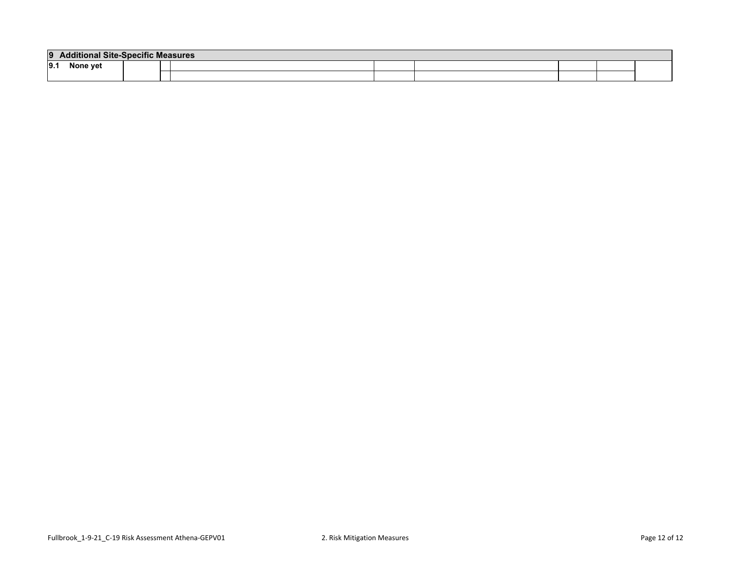| 9 Additional Site-Specific Measures | | | | | | | | |
|---|---|---|---|---|---|---|---|---|
| 9.1 None yet | | | | | | | | |
| | | | | | | | | |